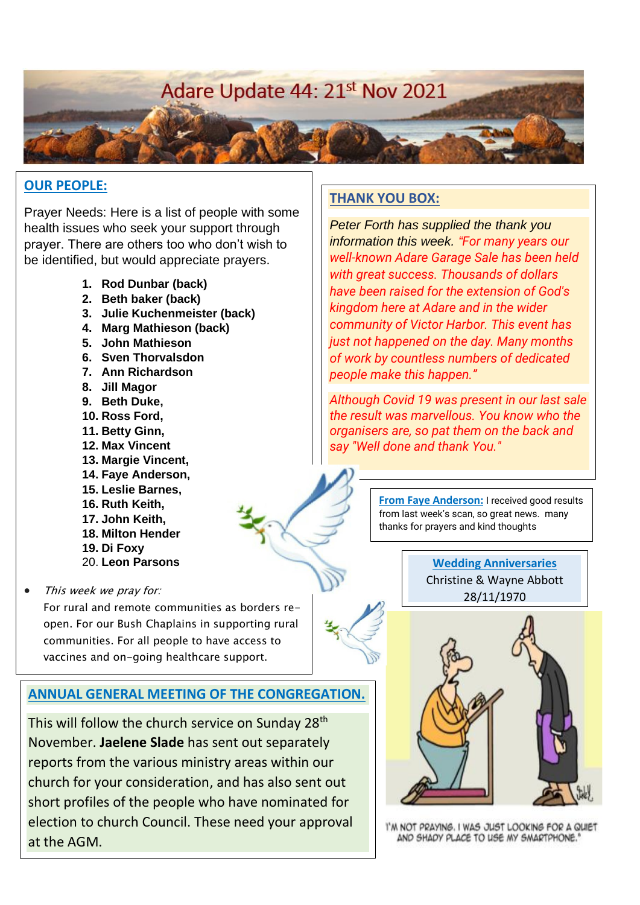# Adare Update 44: 21st Nov 2021

## OUR PEOPLE:

Prayer Needs: Here is a list of people with some health issues who seek your support through prayer. There are others too who don't wish to be identified, but would appreciate prayers.

1. **Rod Dunbar (back)**
2. **Beth baker (back)**
3. **Julie Kuchenmeister (back)**
4. **Marg Mathieson (back)**
5. **John Mathieson**
6. **Sven Thorvalsdon**
7. **Ann Richardson**
8. **Jill Magor**
9. **Beth Duke,**
10. **Ross Ford,**
11. **Betty Ginn,**
12. **Max Vincent**
13. **Margie Vincent,**
14. **Faye Anderson,**
15. **Leslie Barnes,**
16. **Ruth Keith,**
17. **John Keith,**
18. **Milton Hender**
19. **Di Foxy**
20. **Leon Parsons**

- *This week we pray for:*
  For rural and remote communities as borders re-open. For our Bush Chaplains in supporting rural communities. For all people to have access to vaccines and on-going healthcare support.

## THANK YOU BOX:

*Peter Forth has supplied the thank you information this week. "For many years our well-known Adare Garage Sale has been held with great success. Thousands of dollars have been raised for the extension of God's kingdom here at Adare and in the wider community of Victor Harbor. This event has just not happened on the day. Many months of work by countless numbers of dedicated people make this happen."*

*Although Covid 19 was present in our last sale the result was marvellous. You know who the organisers are, so pat them on the back and say "Well done and thank You."*

**From Faye Anderson:** I received good results from last week's scan, so great news. many thanks for prayers and kind thoughts

**Wedding Anniversaries**
Christine & Wayne Abbott
28/11/1970

## ANNUAL GENERAL MEETING OF THE CONGREGATION.

This will follow the church service on Sunday 28th November. **Jaelene Slade** has sent out separately reports from the various ministry areas within our church for your consideration, and has also sent out short profiles of the people who have nominated for election to church Council. These need your approval at the AGM.

"I'M NOT PRAYING. I WAS JUST LOOKING FOR A QUIET AND SHADY PLACE TO USE MY SMARTPHONE."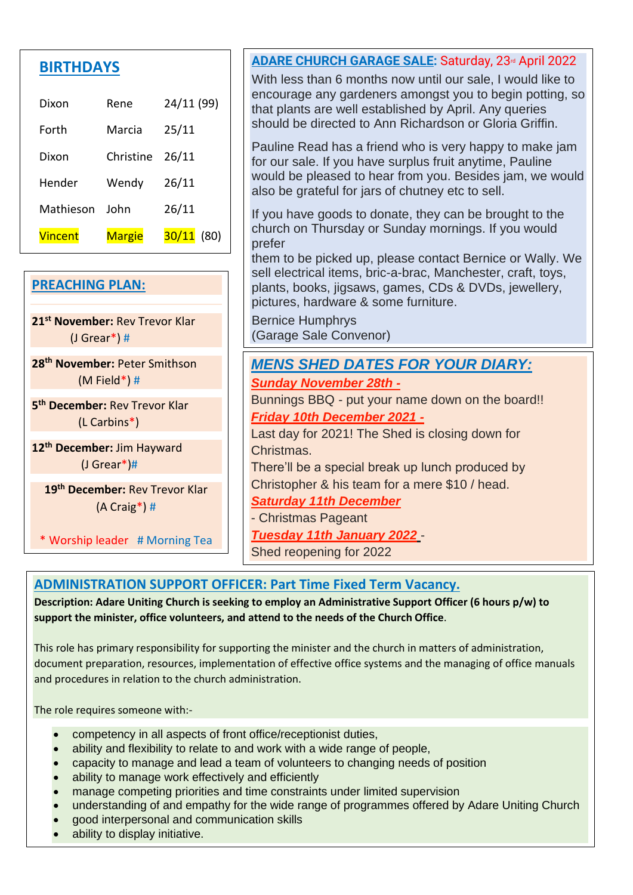## BIRTHDAYS

| | | |
|---|---|---|
| Dixon | Rene | 24/11 (99) |
| Forth | Marcia | 25/11 |
| Dixon | Christine | 26/11 |
| Hender | Wendy | 26/11 |
| Mathieson | John | 26/11 |
| Vincent | Margie | 30/11 (80) |

## PREACHING PLAN:

**21st November:** Rev Trevor Klar (J Grear*) #

**28th November:** Peter Smithson (M Field*) #

**5th December:** Rev Trevor Klar (L Carbins*)

**12th December:** Jim Hayward (J Grear*)#

**19th December:** Rev Trevor Klar (A Craig*) #

\* Worship leader # Morning Tea

## ADARE CHURCH GARAGE SALE: Saturday, 23rd April 2022

With less than 6 months now until our sale, I would like to encourage any gardeners amongst you to begin potting, so that plants are well established by April. Any queries should be directed to Ann Richardson or Gloria Griffin.

Pauline Read has a friend who is very happy to make jam for our sale. If you have surplus fruit anytime, Pauline would be pleased to hear from you. Besides jam, we would also be grateful for jars of chutney etc to sell.

If you have goods to donate, they can be brought to the church on Thursday or Sunday mornings. If you would prefer them to be picked up, please contact Bernice or Wally. We sell electrical items, bric-a-brac, Manchester, craft, toys, plants, books, jigsaws, games, CDs & DVDs, jewellery, pictures, hardware & some furniture.

Bernice Humphrys
(Garage Sale Convenor)

## *MENS SHED DATES FOR YOUR DIARY:*

***Sunday November 28th -***

Bunnings BBQ - put your name down on the board!!

***Friday 10th December 2021 -***

Last day for 2021! The Shed is closing down for Christmas.
There'll be a special break up lunch produced by Christopher & his team for a mere $10 / head.

***Saturday 11th December***

- Christmas Pageant

***Tuesday 11th January 2022*** -

Shed reopening for 2022

## ADMINISTRATION SUPPORT OFFICER: Part Time Fixed Term Vacancy.

**Description: Adare Uniting Church is seeking to employ an Administrative Support Officer (6 hours p/w) to support the minister, office volunteers, and attend to the needs of the Church Office**.

This role has primary responsibility for supporting the minister and the church in matters of administration, document preparation, resources, implementation of effective office systems and the managing of office manuals and procedures in relation to the church administration.

The role requires someone with:-

- competency in all aspects of front office/receptionist duties,
- ability and flexibility to relate to and work with a wide range of people,
- capacity to manage and lead a team of volunteers to changing needs of position
- ability to manage work effectively and efficiently
- manage competing priorities and time constraints under limited supervision
- understanding of and empathy for the wide range of programmes offered by Adare Uniting Church
- good interpersonal and communication skills
- ability to display initiative.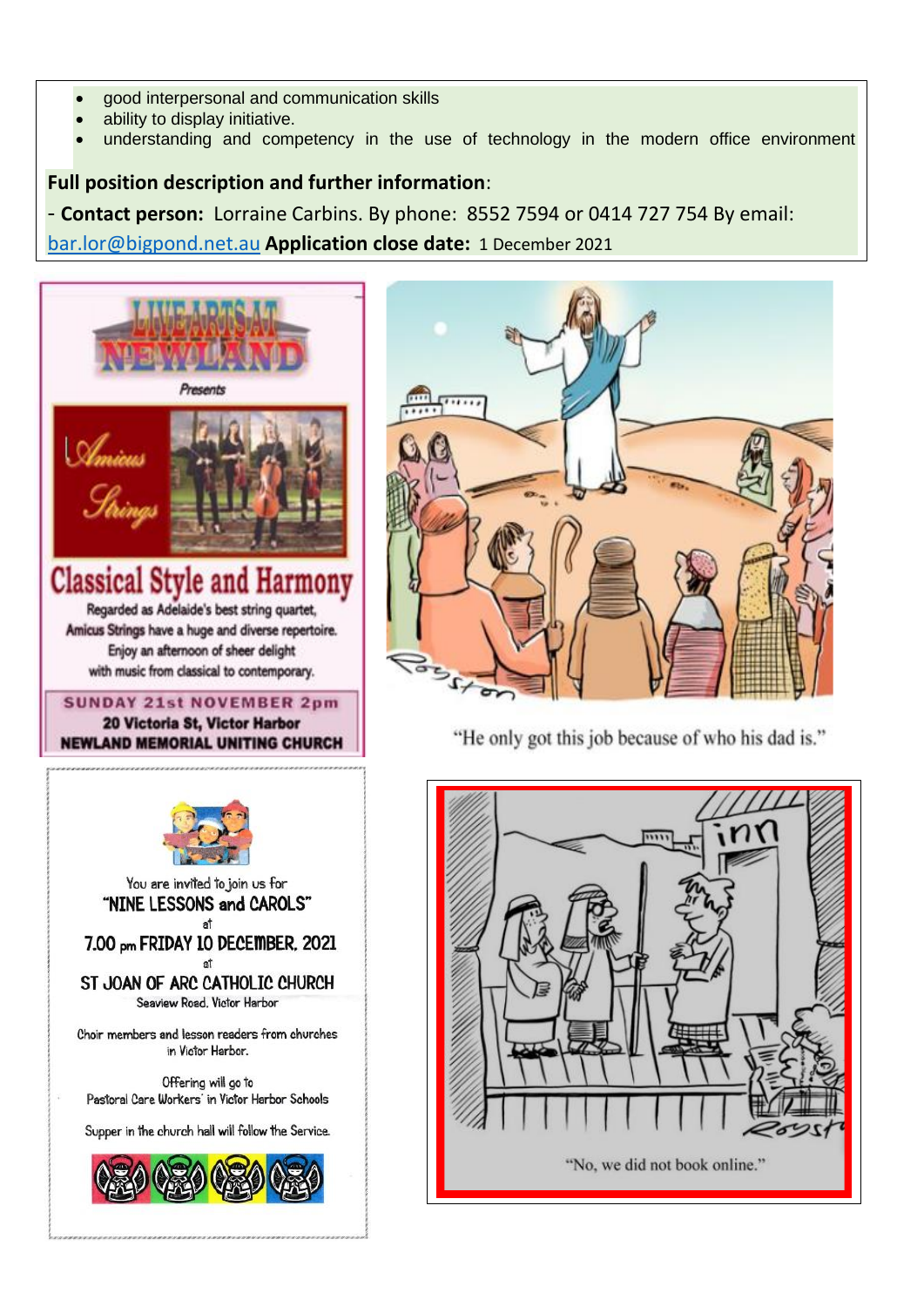- good interpersonal and communication skills
- ability to display initiative.
- understanding and competency in the use of technology in the modern office environment

**Full position description and further information**:

- **Contact person:** Lorraine Carbins. By phone: 8552 7594 or 0414 727 754 By email: bar.lor@bigpond.net.au **Application close date:** 1 December 2021

LIVE ARTS AT NEWLAND

*Presents*

Amicus Strings

## Classical Style and Harmony

Regarded as Adelaide's best string quartet, Amicus Strings have a huge and diverse repertoire. Enjoy an afternoon of sheer delight with music from classical to contemporary.

**SUNDAY 21st NOVEMBER 2pm**

**20 Victoria St, Victor Harbor**

**NEWLAND MEMORIAL UNITING CHURCH**

"He only got this job because of who his dad is."

You are invited to join us for

**"NINE LESSONS and CAROLS"**

at

**7.00 pm FRIDAY 10 DECEMBER, 2021**

at

**ST JOAN OF ARC CATHOLIC CHURCH**

Seaview Road, Victor Harbor

Choir members and lesson readers from churches in Victor Harbor.

Offering will go to Pastoral Care Workers' in Victor Harbor Schools

Supper in the church hall will follow the Service.

"No, we did not book online."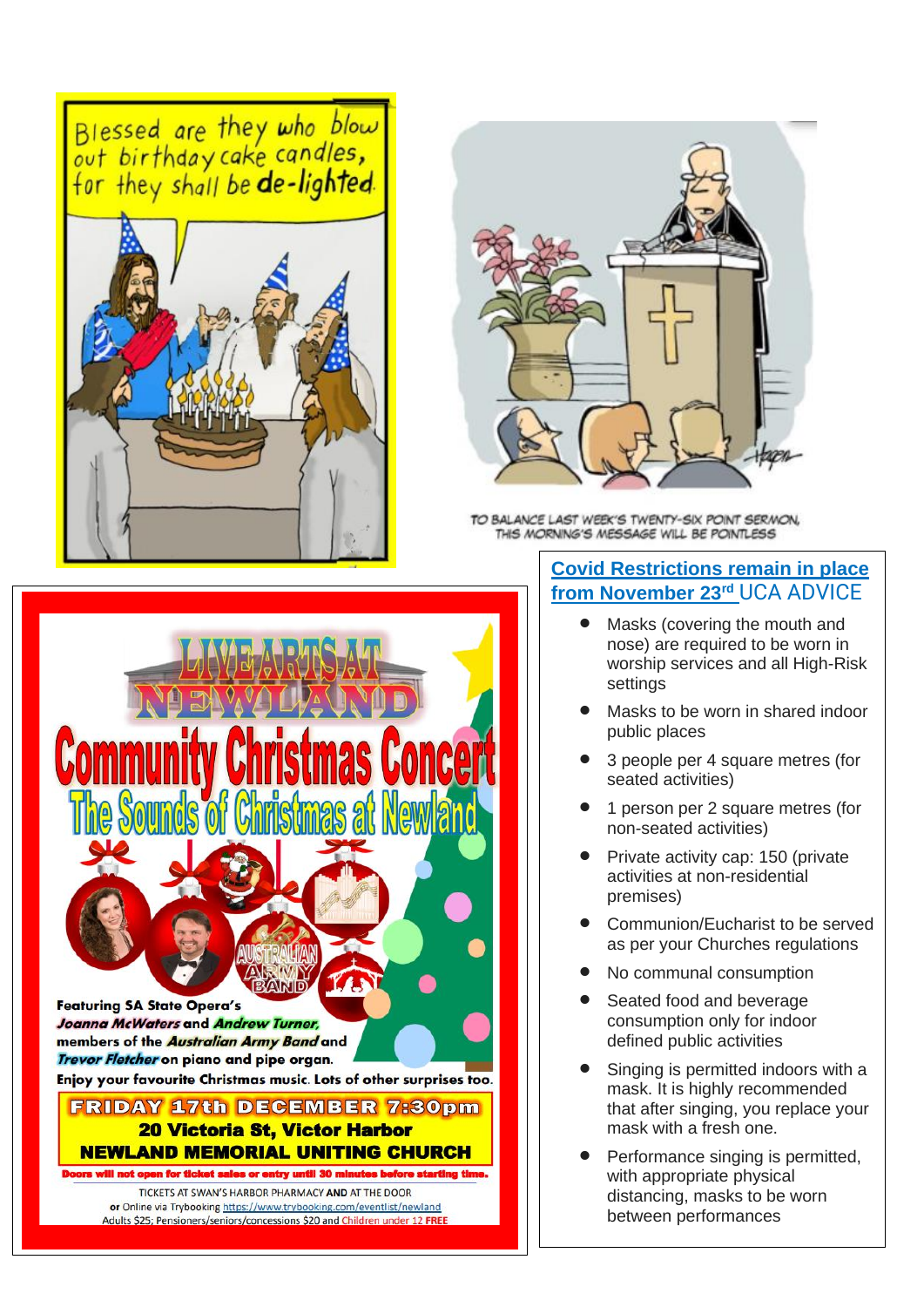Blessed are they who blow out birthday cake candles, for they shall be **de-lighted**.

TO BALANCE LAST WEEK'S TWENTY-SIX POINT SERMON, THIS MORNING'S MESSAGE WILL BE POINTLESS

# LIVE ARTS AT NEWLAND

## Community Christmas Concert

### The Sounds of Christmas at Newland

Featuring SA State Opera's ***Joanna McWaters*** and ***Andrew Turner,*** members of the ***Australian Army Band*** and ***Trevor Fletcher*** on piano and pipe organ.

Enjoy your favourite Christmas music. Lots of other surprises too.

**FRIDAY 17th DECEMBER 7:30pm**

**20 Victoria St, Victor Harbor**

**NEWLAND MEMORIAL UNITING CHURCH**

**Doors will not open for ticket sales or entry until 30 minutes before starting time.**

TICKETS AT SWAN'S HARBOR PHARMACY **AND** AT THE DOOR

**or** Online via Trybooking https://www.trybooking.com/eventlist/newland

Adults $25; Pensioners/seniors/concessions $20 and Children under 12 **FREE**

## Covid Restrictions remain in place from November 23rd UCA ADVICE

- Masks (covering the mouth and nose) are required to be worn in worship services and all High-Risk settings
- Masks to be worn in shared indoor public places
- 3 people per 4 square metres (for seated activities)
- 1 person per 2 square metres (for non-seated activities)
- Private activity cap: 150 (private activities at non-residential premises)
- Communion/Eucharist to be served as per your Churches regulations
- No communal consumption
- Seated food and beverage consumption only for indoor defined public activities
- Singing is permitted indoors with a mask. It is highly recommended that after singing, you replace your mask with a fresh one.
- Performance singing is permitted, with appropriate physical distancing, masks to be worn between performances